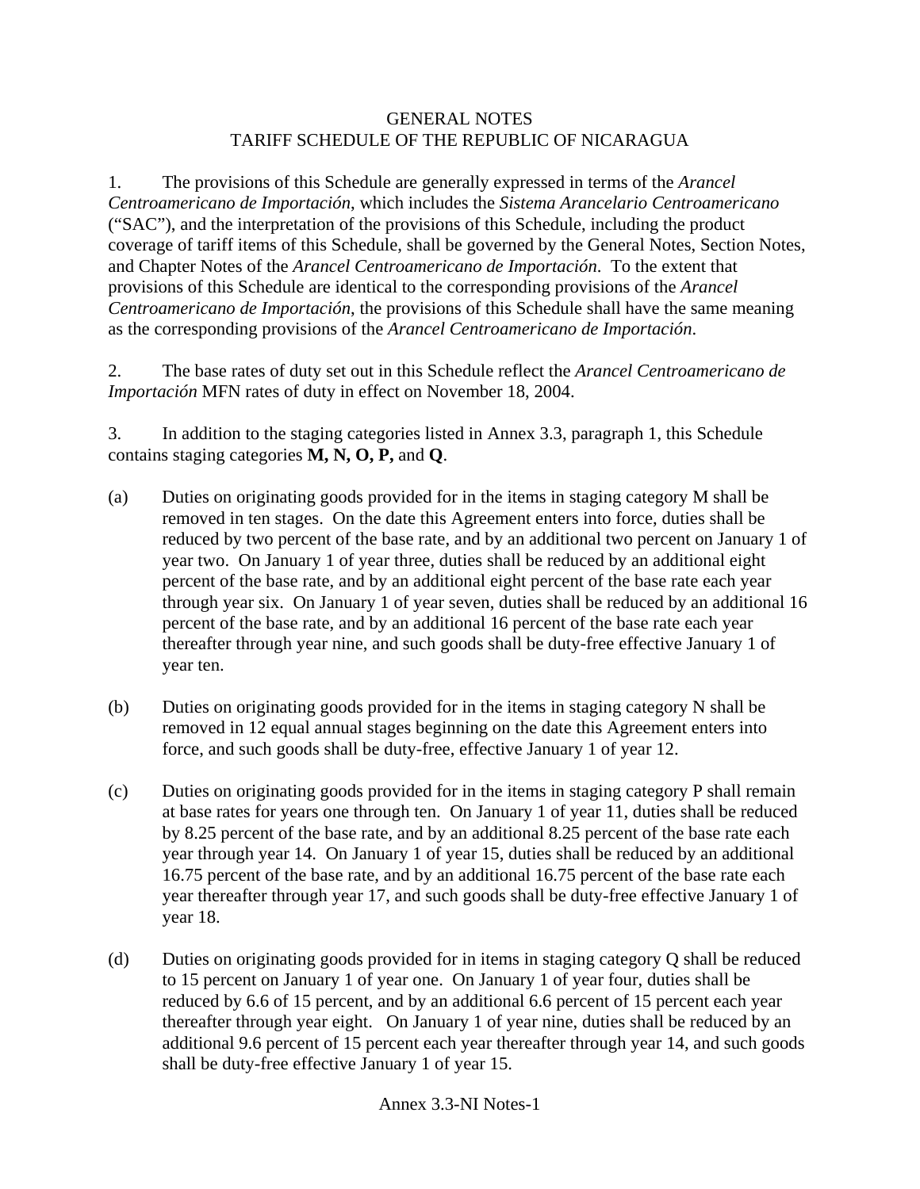# GENERAL NOTES
# TARIFF SCHEDULE OF THE REPUBLIC OF NICARAGUA

1. The provisions of this Schedule are generally expressed in terms of the *Arancel Centroamericano de Importación*, which includes the *Sistema Arancelario Centroamericano* ("SAC"), and the interpretation of the provisions of this Schedule, including the product coverage of tariff items of this Schedule, shall be governed by the General Notes, Section Notes, and Chapter Notes of the *Arancel Centroamericano de Importación*. To the extent that provisions of this Schedule are identical to the corresponding provisions of the *Arancel Centroamericano de Importación*, the provisions of this Schedule shall have the same meaning as the corresponding provisions of the *Arancel Centroamericano de Importación*.

2. The base rates of duty set out in this Schedule reflect the *Arancel Centroamericano de Importación* MFN rates of duty in effect on November 18, 2004.

3. In addition to the staging categories listed in Annex 3.3, paragraph 1, this Schedule contains staging categories **M, N, O, P,** and **Q**.

(a) Duties on originating goods provided for in the items in staging category M shall be removed in ten stages. On the date this Agreement enters into force, duties shall be reduced by two percent of the base rate, and by an additional two percent on January 1 of year two. On January 1 of year three, duties shall be reduced by an additional eight percent of the base rate, and by an additional eight percent of the base rate each year through year six. On January 1 of year seven, duties shall be reduced by an additional 16 percent of the base rate, and by an additional 16 percent of the base rate each year thereafter through year nine, and such goods shall be duty-free effective January 1 of year ten.

(b) Duties on originating goods provided for in the items in staging category N shall be removed in 12 equal annual stages beginning on the date this Agreement enters into force, and such goods shall be duty-free, effective January 1 of year 12.

(c) Duties on originating goods provided for in the items in staging category P shall remain at base rates for years one through ten. On January 1 of year 11, duties shall be reduced by 8.25 percent of the base rate, and by an additional 8.25 percent of the base rate each year through year 14. On January 1 of year 15, duties shall be reduced by an additional 16.75 percent of the base rate, and by an additional 16.75 percent of the base rate each year thereafter through year 17, and such goods shall be duty-free effective January 1 of year 18.

(d) Duties on originating goods provided for in items in staging category Q shall be reduced to 15 percent on January 1 of year one. On January 1 of year four, duties shall be reduced by 6.6 of 15 percent, and by an additional 6.6 percent of 15 percent each year thereafter through year eight. On January 1 of year nine, duties shall be reduced by an additional 9.6 percent of 15 percent each year thereafter through year 14, and such goods shall be duty-free effective January 1 of year 15.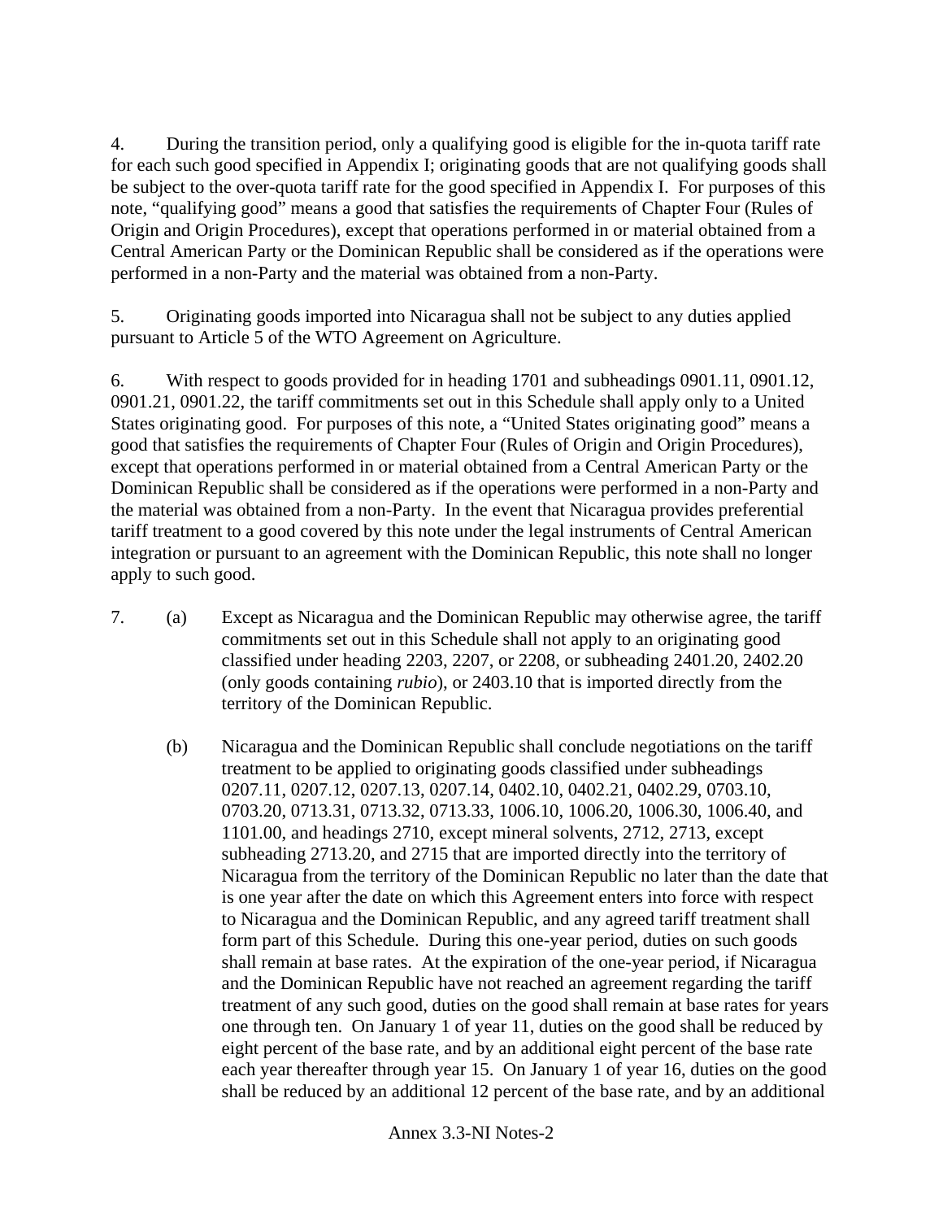4. During the transition period, only a qualifying good is eligible for the in-quota tariff rate for each such good specified in Appendix I; originating goods that are not qualifying goods shall be subject to the over-quota tariff rate for the good specified in Appendix I. For purposes of this note, "qualifying good" means a good that satisfies the requirements of Chapter Four (Rules of Origin and Origin Procedures), except that operations performed in or material obtained from a Central American Party or the Dominican Republic shall be considered as if the operations were performed in a non-Party and the material was obtained from a non-Party.

5. Originating goods imported into Nicaragua shall not be subject to any duties applied pursuant to Article 5 of the WTO Agreement on Agriculture.

6. With respect to goods provided for in heading 1701 and subheadings 0901.11, 0901.12, 0901.21, 0901.22, the tariff commitments set out in this Schedule shall apply only to a United States originating good. For purposes of this note, a "United States originating good" means a good that satisfies the requirements of Chapter Four (Rules of Origin and Origin Procedures), except that operations performed in or material obtained from a Central American Party or the Dominican Republic shall be considered as if the operations were performed in a non-Party and the material was obtained from a non-Party. In the event that Nicaragua provides preferential tariff treatment to a good covered by this note under the legal instruments of Central American integration or pursuant to an agreement with the Dominican Republic, this note shall no longer apply to such good.

7. (a) Except as Nicaragua and the Dominican Republic may otherwise agree, the tariff commitments set out in this Schedule shall not apply to an originating good classified under heading 2203, 2207, or 2208, or subheading 2401.20, 2402.20 (only goods containing *rubio*), or 2403.10 that is imported directly from the territory of the Dominican Republic.

   (b) Nicaragua and the Dominican Republic shall conclude negotiations on the tariff treatment to be applied to originating goods classified under subheadings 0207.11, 0207.12, 0207.13, 0207.14, 0402.10, 0402.21, 0402.29, 0703.10, 0703.20, 0713.31, 0713.32, 0713.33, 1006.10, 1006.20, 1006.30, 1006.40, and 1101.00, and headings 2710, except mineral solvents, 2712, 2713, except subheading 2713.20, and 2715 that are imported directly into the territory of Nicaragua from the territory of the Dominican Republic no later than the date that is one year after the date on which this Agreement enters into force with respect to Nicaragua and the Dominican Republic, and any agreed tariff treatment shall form part of this Schedule. During this one-year period, duties on such goods shall remain at base rates. At the expiration of the one-year period, if Nicaragua and the Dominican Republic have not reached an agreement regarding the tariff treatment of any such good, duties on the good shall remain at base rates for years one through ten. On January 1 of year 11, duties on the good shall be reduced by eight percent of the base rate, and by an additional eight percent of the base rate each year thereafter through year 15. On January 1 of year 16, duties on the good shall be reduced by an additional 12 percent of the base rate, and by an additional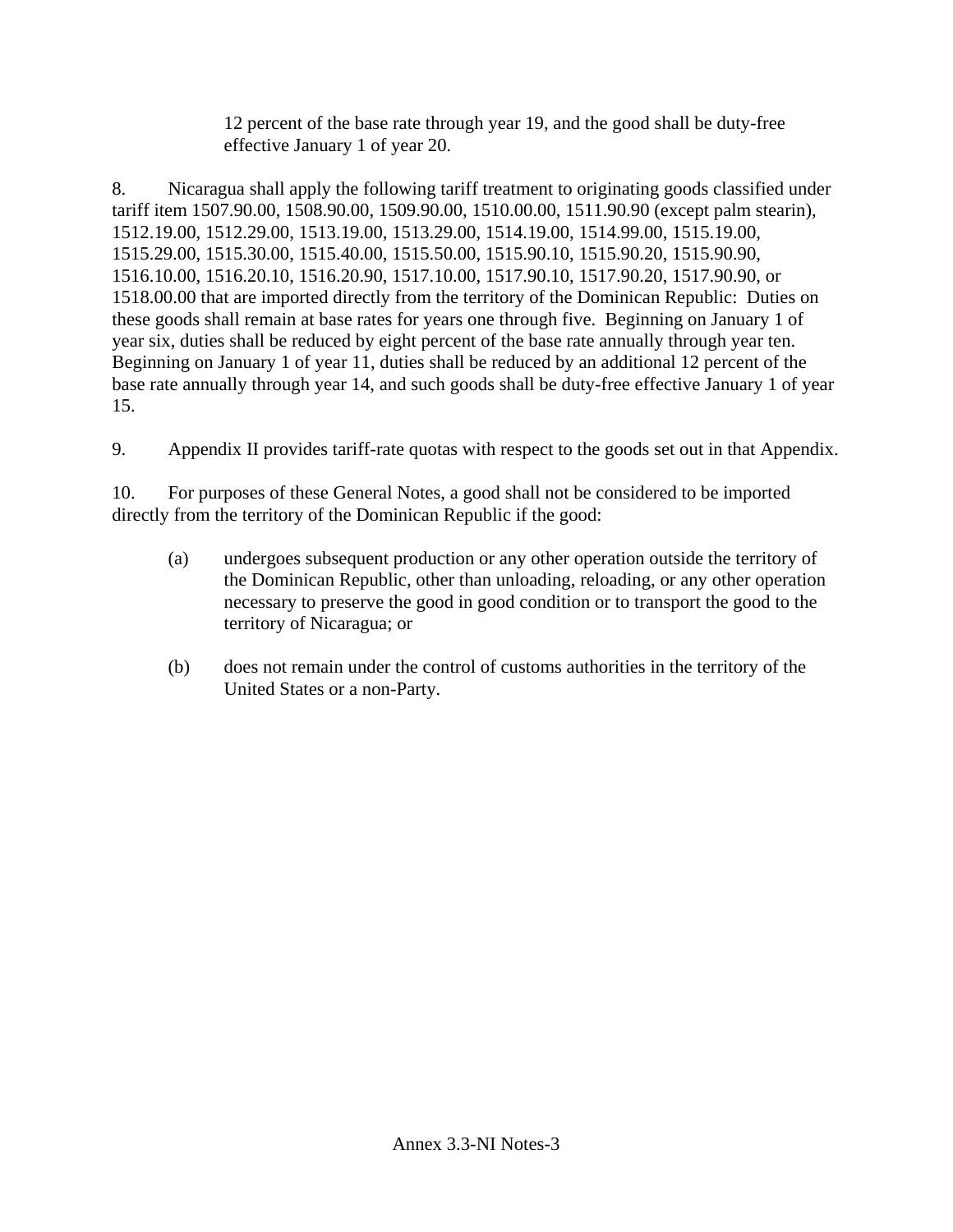12 percent of the base rate through year 19, and the good shall be duty-free effective January 1 of year 20.

8. Nicaragua shall apply the following tariff treatment to originating goods classified under tariff item 1507.90.00, 1508.90.00, 1509.90.00, 1510.00.00, 1511.90.90 (except palm stearin), 1512.19.00, 1512.29.00, 1513.19.00, 1513.29.00, 1514.19.00, 1514.99.00, 1515.19.00, 1515.29.00, 1515.30.00, 1515.40.00, 1515.50.00, 1515.90.10, 1515.90.20, 1515.90.90, 1516.10.00, 1516.20.10, 1516.20.90, 1517.10.00, 1517.90.10, 1517.90.20, 1517.90.90, or 1518.00.00 that are imported directly from the territory of the Dominican Republic: Duties on these goods shall remain at base rates for years one through five. Beginning on January 1 of year six, duties shall be reduced by eight percent of the base rate annually through year ten. Beginning on January 1 of year 11, duties shall be reduced by an additional 12 percent of the base rate annually through year 14, and such goods shall be duty-free effective January 1 of year 15.

9. Appendix II provides tariff-rate quotas with respect to the goods set out in that Appendix.

10. For purposes of these General Notes, a good shall not be considered to be imported directly from the territory of the Dominican Republic if the good:

(a) undergoes subsequent production or any other operation outside the territory of the Dominican Republic, other than unloading, reloading, or any other operation necessary to preserve the good in good condition or to transport the good to the territory of Nicaragua; or

(b) does not remain under the control of customs authorities in the territory of the United States or a non-Party.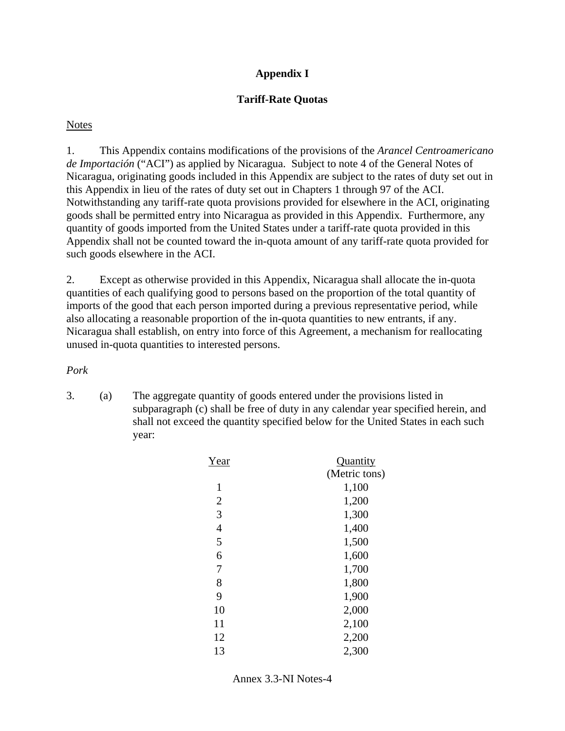# Appendix I

## Tariff-Rate Quotas

Notes

1. This Appendix contains modifications of the provisions of the *Arancel Centroamericano de Importación* ("ACI") as applied by Nicaragua. Subject to note 4 of the General Notes of Nicaragua, originating goods included in this Appendix are subject to the rates of duty set out in this Appendix in lieu of the rates of duty set out in Chapters 1 through 97 of the ACI. Notwithstanding any tariff-rate quota provisions provided for elsewhere in the ACI, originating goods shall be permitted entry into Nicaragua as provided in this Appendix. Furthermore, any quantity of goods imported from the United States under a tariff-rate quota provided in this Appendix shall not be counted toward the in-quota amount of any tariff-rate quota provided for such goods elsewhere in the ACI.

2. Except as otherwise provided in this Appendix, Nicaragua shall allocate the in-quota quantities of each qualifying good to persons based on the proportion of the total quantity of imports of the good that each person imported during a previous representative period, while also allocating a reasonable proportion of the in-quota quantities to new entrants, if any. Nicaragua shall establish, on entry into force of this Agreement, a mechanism for reallocating unused in-quota quantities to interested persons.

*Pork*

3. (a) The aggregate quantity of goods entered under the provisions listed in subparagraph (c) shall be free of duty in any calendar year specified herein, and shall not exceed the quantity specified below for the United States in each such year:

| Year | Quantity (Metric tons) |
|---|---|
| 1 | 1,100 |
| 2 | 1,200 |
| 3 | 1,300 |
| 4 | 1,400 |
| 5 | 1,500 |
| 6 | 1,600 |
| 7 | 1,700 |
| 8 | 1,800 |
| 9 | 1,900 |
| 10 | 2,000 |
| 11 | 2,100 |
| 12 | 2,200 |
| 13 | 2,300 |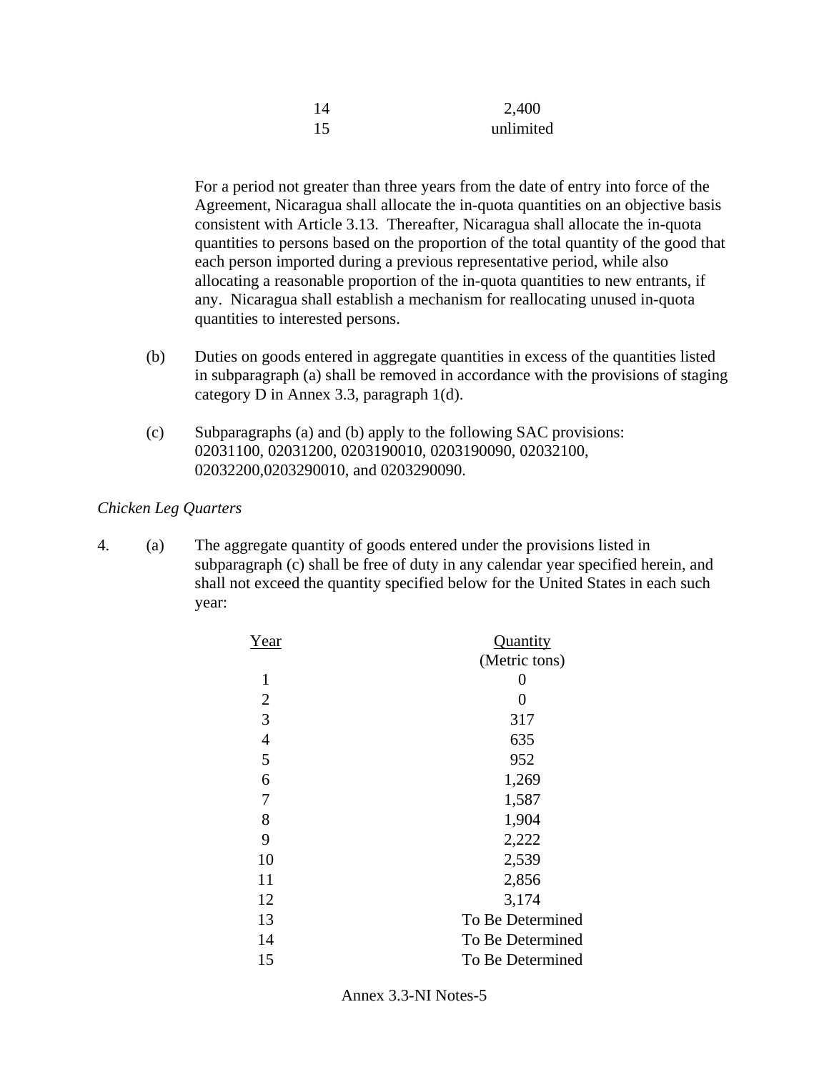| | |
|---|---|
| 14 | 2,400 |
| 15 | unlimited |

For a period not greater than three years from the date of entry into force of the Agreement, Nicaragua shall allocate the in-quota quantities on an objective basis consistent with Article 3.13. Thereafter, Nicaragua shall allocate the in-quota quantities to persons based on the proportion of the total quantity of the good that each person imported during a previous representative period, while also allocating a reasonable proportion of the in-quota quantities to new entrants, if any. Nicaragua shall establish a mechanism for reallocating unused in-quota quantities to interested persons.

(b) Duties on goods entered in aggregate quantities in excess of the quantities listed in subparagraph (a) shall be removed in accordance with the provisions of staging category D in Annex 3.3, paragraph 1(d).

(c) Subparagraphs (a) and (b) apply to the following SAC provisions: 02031100, 02031200, 0203190010, 0203190090, 02032100, 02032200,0203290010, and 0203290090.

*Chicken Leg Quarters*

4. (a) The aggregate quantity of goods entered under the provisions listed in subparagraph (c) shall be free of duty in any calendar year specified herein, and shall not exceed the quantity specified below for the United States in each such year:

| Year | Quantity (Metric tons) |
|---|---|
| 1 | 0 |
| 2 | 0 |
| 3 | 317 |
| 4 | 635 |
| 5 | 952 |
| 6 | 1,269 |
| 7 | 1,587 |
| 8 | 1,904 |
| 9 | 2,222 |
| 10 | 2,539 |
| 11 | 2,856 |
| 12 | 3,174 |
| 13 | To Be Determined |
| 14 | To Be Determined |
| 15 | To Be Determined |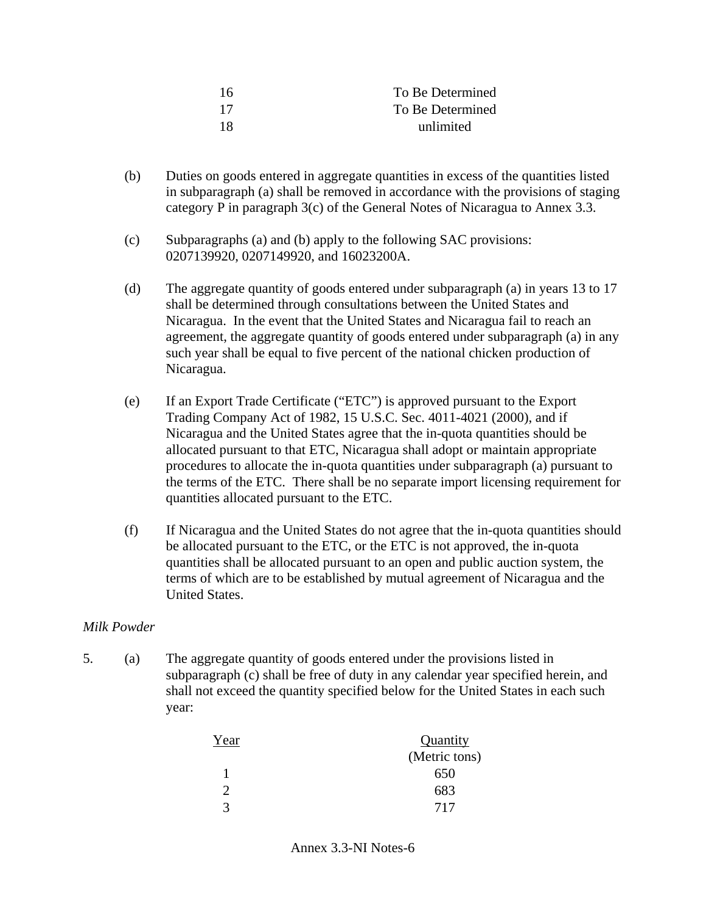| | |
|---|---|
| 16 | To Be Determined |
| 17 | To Be Determined |
| 18 | unlimited |

(b) Duties on goods entered in aggregate quantities in excess of the quantities listed in subparagraph (a) shall be removed in accordance with the provisions of staging category P in paragraph 3(c) of the General Notes of Nicaragua to Annex 3.3.

(c) Subparagraphs (a) and (b) apply to the following SAC provisions: 0207139920, 0207149920, and 16023200A.

(d) The aggregate quantity of goods entered under subparagraph (a) in years 13 to 17 shall be determined through consultations between the United States and Nicaragua. In the event that the United States and Nicaragua fail to reach an agreement, the aggregate quantity of goods entered under subparagraph (a) in any such year shall be equal to five percent of the national chicken production of Nicaragua.

(e) If an Export Trade Certificate ("ETC") is approved pursuant to the Export Trading Company Act of 1982, 15 U.S.C. Sec. 4011-4021 (2000), and if Nicaragua and the United States agree that the in-quota quantities should be allocated pursuant to that ETC, Nicaragua shall adopt or maintain appropriate procedures to allocate the in-quota quantities under subparagraph (a) pursuant to the terms of the ETC. There shall be no separate import licensing requirement for quantities allocated pursuant to the ETC.

(f) If Nicaragua and the United States do not agree that the in-quota quantities should be allocated pursuant to the ETC, or the ETC is not approved, the in-quota quantities shall be allocated pursuant to an open and public auction system, the terms of which are to be established by mutual agreement of Nicaragua and the United States.

*Milk Powder*

5. (a) The aggregate quantity of goods entered under the provisions listed in subparagraph (c) shall be free of duty in any calendar year specified herein, and shall not exceed the quantity specified below for the United States in each such year:

| Year | Quantity (Metric tons) |
|---|---|
| 1 | 650 |
| 2 | 683 |
| 3 | 717 |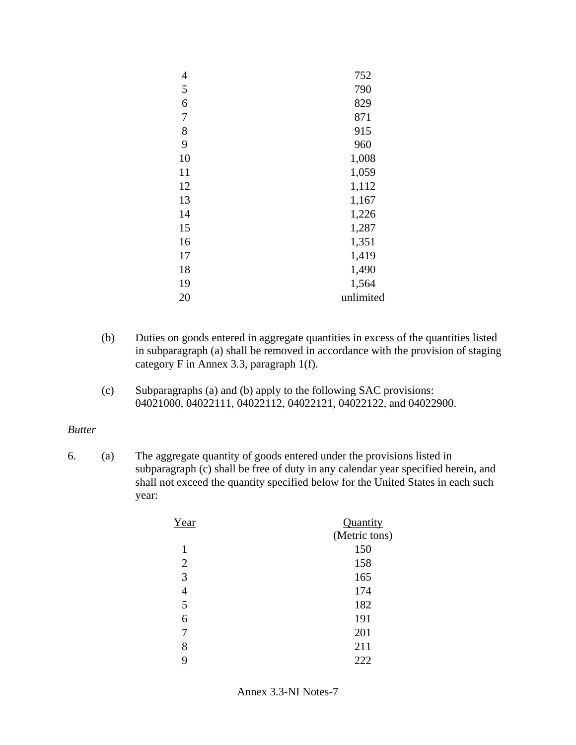| Year | Quantity |
|---|---|
| 4 | 752 |
| 5 | 790 |
| 6 | 829 |
| 7 | 871 |
| 8 | 915 |
| 9 | 960 |
| 10 | 1,008 |
| 11 | 1,059 |
| 12 | 1,112 |
| 13 | 1,167 |
| 14 | 1,226 |
| 15 | 1,287 |
| 16 | 1,351 |
| 17 | 1,419 |
| 18 | 1,490 |
| 19 | 1,564 |
| 20 | unlimited |

(b) Duties on goods entered in aggregate quantities in excess of the quantities listed in subparagraph (a) shall be removed in accordance with the provision of staging category F in Annex 3.3, paragraph 1(f).

(c) Subparagraphs (a) and (b) apply to the following SAC provisions: 04021000, 04022111, 04022112, 04022121, 04022122, and 04022900.

*Butter*

6. (a) The aggregate quantity of goods entered under the provisions listed in subparagraph (c) shall be free of duty in any calendar year specified herein, and shall not exceed the quantity specified below for the United States in each such year:

| Year | Quantity (Metric tons) |
|---|---|
| 1 | 150 |
| 2 | 158 |
| 3 | 165 |
| 4 | 174 |
| 5 | 182 |
| 6 | 191 |
| 7 | 201 |
| 8 | 211 |
| 9 | 222 |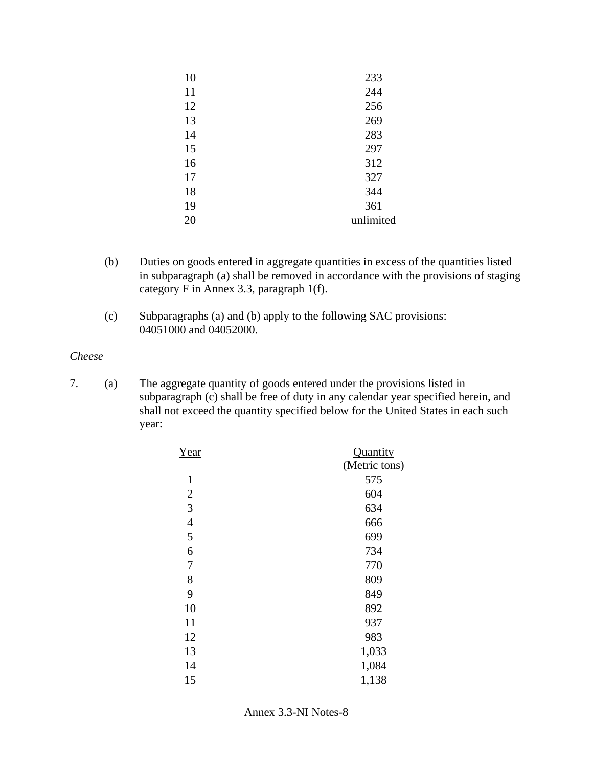| | |
|---|---|
| 10 | 233 |
| 11 | 244 |
| 12 | 256 |
| 13 | 269 |
| 14 | 283 |
| 15 | 297 |
| 16 | 312 |
| 17 | 327 |
| 18 | 344 |
| 19 | 361 |
| 20 | unlimited |

(b) Duties on goods entered in aggregate quantities in excess of the quantities listed in subparagraph (a) shall be removed in accordance with the provisions of staging category F in Annex 3.3, paragraph 1(f).

(c) Subparagraphs (a) and (b) apply to the following SAC provisions: 04051000 and 04052000.

*Cheese*

7. (a) The aggregate quantity of goods entered under the provisions listed in subparagraph (c) shall be free of duty in any calendar year specified herein, and shall not exceed the quantity specified below for the United States in each such year:

| Year | Quantity (Metric tons) |
|---|---|
| 1 | 575 |
| 2 | 604 |
| 3 | 634 |
| 4 | 666 |
| 5 | 699 |
| 6 | 734 |
| 7 | 770 |
| 8 | 809 |
| 9 | 849 |
| 10 | 892 |
| 11 | 937 |
| 12 | 983 |
| 13 | 1,033 |
| 14 | 1,084 |
| 15 | 1,138 |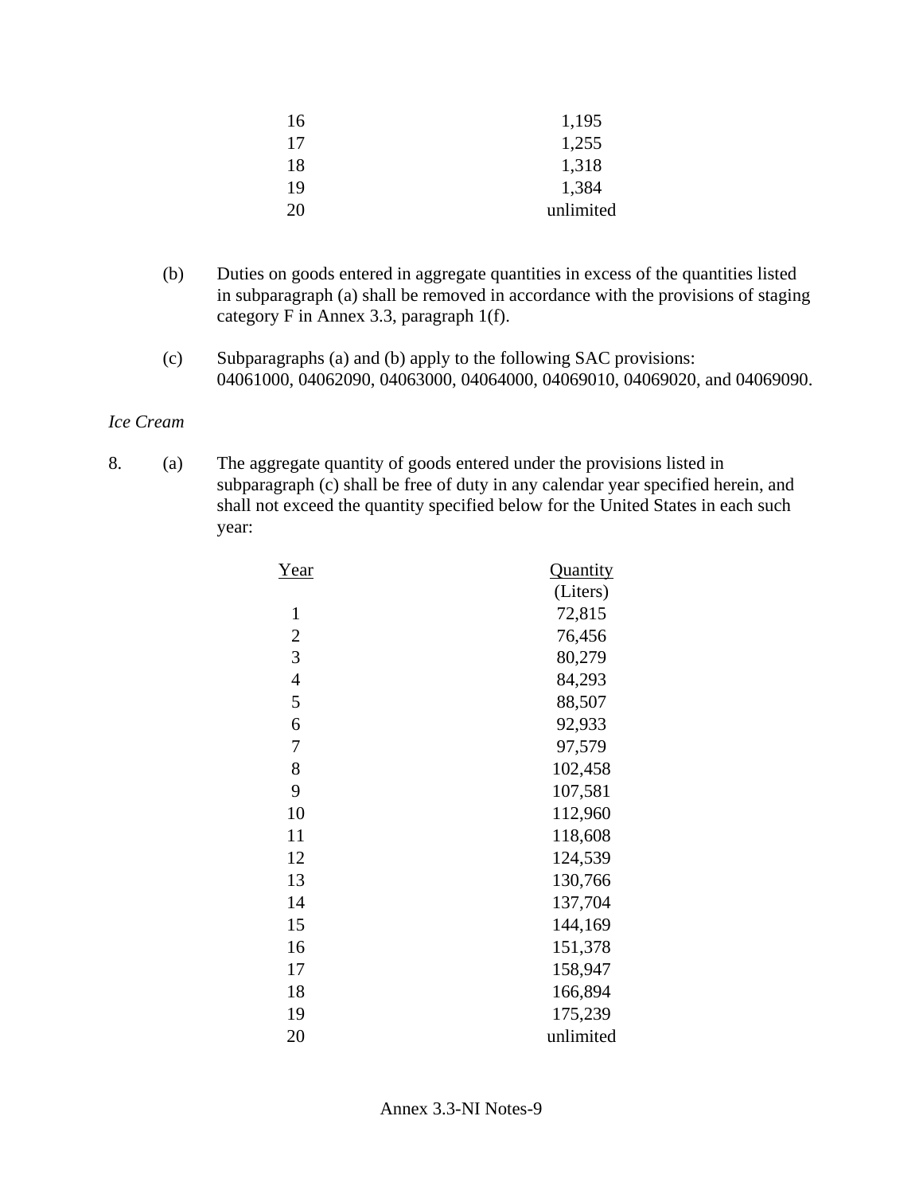| Year | Quantity |
|---|---|
| 16 | 1,195 |
| 17 | 1,255 |
| 18 | 1,318 |
| 19 | 1,384 |
| 20 | unlimited |

(b) Duties on goods entered in aggregate quantities in excess of the quantities listed in subparagraph (a) shall be removed in accordance with the provisions of staging category F in Annex 3.3, paragraph 1(f).

(c) Subparagraphs (a) and (b) apply to the following SAC provisions: 04061000, 04062090, 04063000, 04064000, 04069010, 04069020, and 04069090.

*Ice Cream*

8. (a) The aggregate quantity of goods entered under the provisions listed in subparagraph (c) shall be free of duty in any calendar year specified herein, and shall not exceed the quantity specified below for the United States in each such year:

| Year | Quantity (Liters) |
|---|---|
| 1 | 72,815 |
| 2 | 76,456 |
| 3 | 80,279 |
| 4 | 84,293 |
| 5 | 88,507 |
| 6 | 92,933 |
| 7 | 97,579 |
| 8 | 102,458 |
| 9 | 107,581 |
| 10 | 112,960 |
| 11 | 118,608 |
| 12 | 124,539 |
| 13 | 130,766 |
| 14 | 137,704 |
| 15 | 144,169 |
| 16 | 151,378 |
| 17 | 158,947 |
| 18 | 166,894 |
| 19 | 175,239 |
| 20 | unlimited |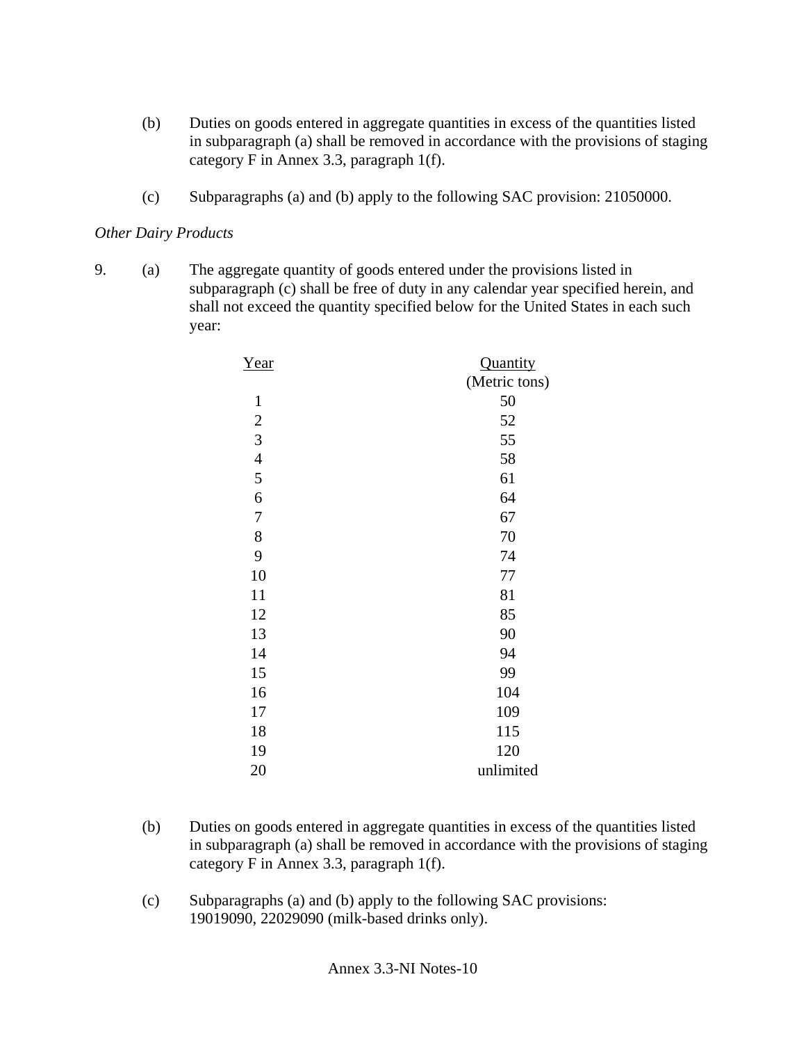(b) Duties on goods entered in aggregate quantities in excess of the quantities listed in subparagraph (a) shall be removed in accordance with the provisions of staging category F in Annex 3.3, paragraph 1(f).

(c) Subparagraphs (a) and (b) apply to the following SAC provision: 21050000.

*Other Dairy Products*

9. (a) The aggregate quantity of goods entered under the provisions listed in subparagraph (c) shall be free of duty in any calendar year specified herein, and shall not exceed the quantity specified below for the United States in each such year:

| Year | Quantity (Metric tons) |
|---|---|
| 1 | 50 |
| 2 | 52 |
| 3 | 55 |
| 4 | 58 |
| 5 | 61 |
| 6 | 64 |
| 7 | 67 |
| 8 | 70 |
| 9 | 74 |
| 10 | 77 |
| 11 | 81 |
| 12 | 85 |
| 13 | 90 |
| 14 | 94 |
| 15 | 99 |
| 16 | 104 |
| 17 | 109 |
| 18 | 115 |
| 19 | 120 |
| 20 | unlimited |

(b) Duties on goods entered in aggregate quantities in excess of the quantities listed in subparagraph (a) shall be removed in accordance with the provisions of staging category F in Annex 3.3, paragraph 1(f).

(c) Subparagraphs (a) and (b) apply to the following SAC provisions: 19019090, 22029090 (milk-based drinks only).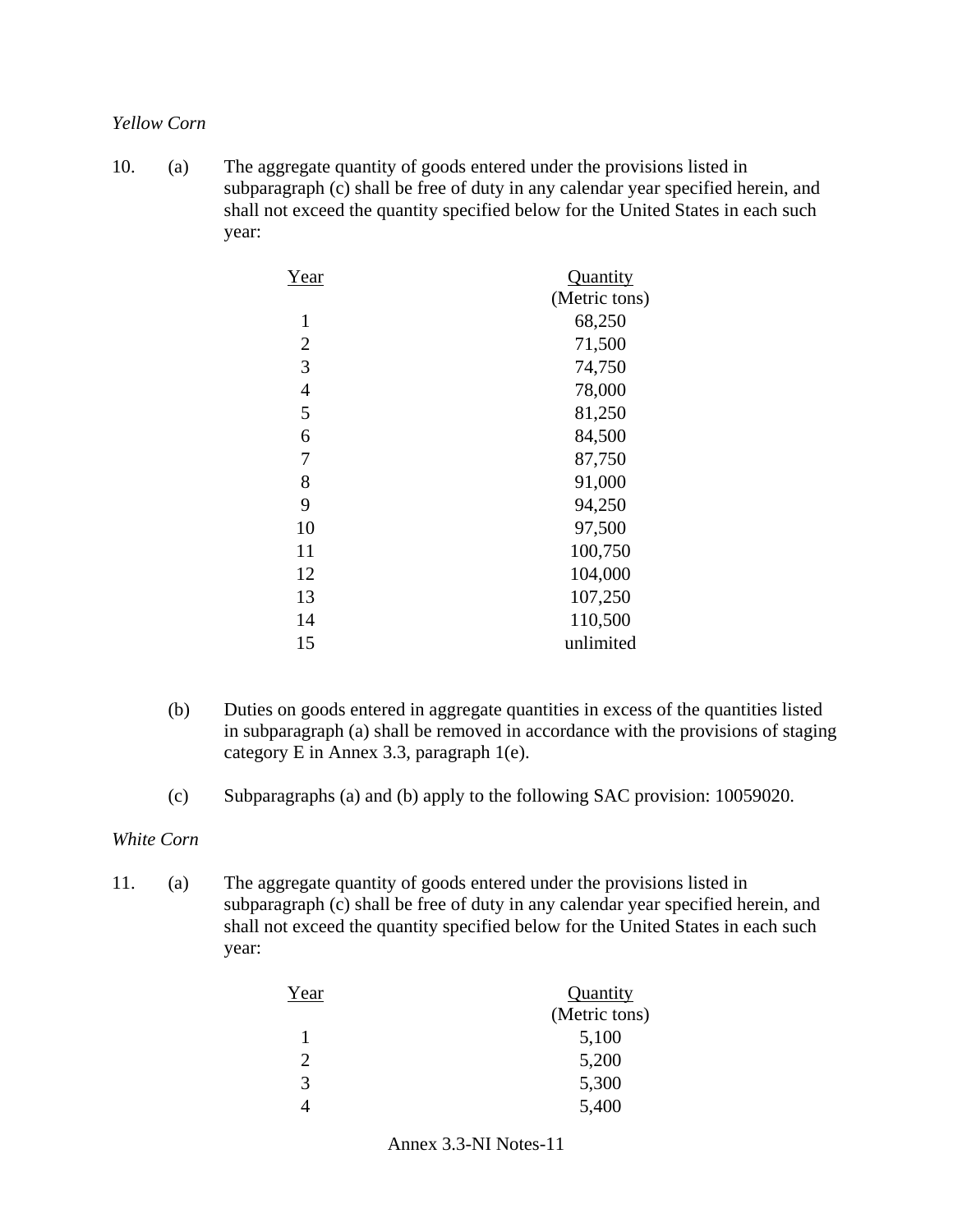*Yellow Corn*

10. (a) The aggregate quantity of goods entered under the provisions listed in subparagraph (c) shall be free of duty in any calendar year specified herein, and shall not exceed the quantity specified below for the United States in each such year:

| Year | Quantity (Metric tons) |
|---|---|
| 1 | 68,250 |
| 2 | 71,500 |
| 3 | 74,750 |
| 4 | 78,000 |
| 5 | 81,250 |
| 6 | 84,500 |
| 7 | 87,750 |
| 8 | 91,000 |
| 9 | 94,250 |
| 10 | 97,500 |
| 11 | 100,750 |
| 12 | 104,000 |
| 13 | 107,250 |
| 14 | 110,500 |
| 15 | unlimited |

(b) Duties on goods entered in aggregate quantities in excess of the quantities listed in subparagraph (a) shall be removed in accordance with the provisions of staging category E in Annex 3.3, paragraph 1(e).

(c) Subparagraphs (a) and (b) apply to the following SAC provision: 10059020.

*White Corn*

11. (a) The aggregate quantity of goods entered under the provisions listed in subparagraph (c) shall be free of duty in any calendar year specified herein, and shall not exceed the quantity specified below for the United States in each such year:

| Year | Quantity (Metric tons) |
|---|---|
| 1 | 5,100 |
| 2 | 5,200 |
| 3 | 5,300 |
| 4 | 5,400 |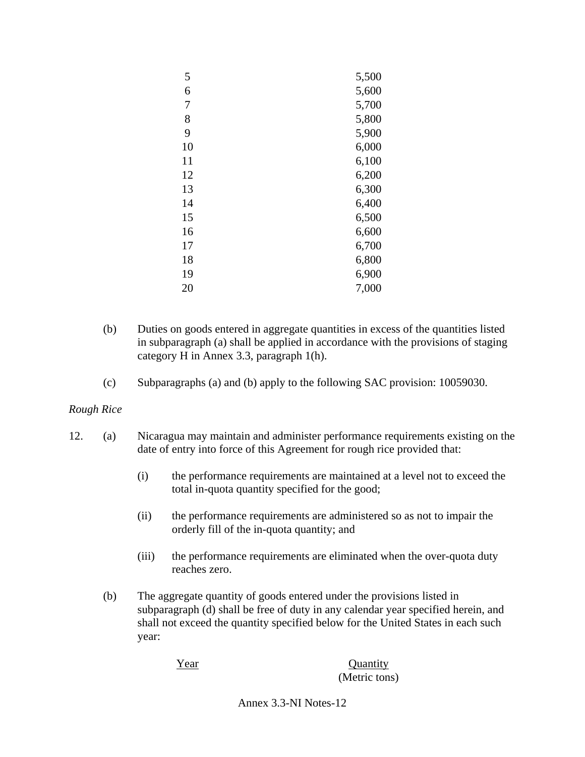| | |
|---|---|
| 5 | 5,500 |
| 6 | 5,600 |
| 7 | 5,700 |
| 8 | 5,800 |
| 9 | 5,900 |
| 10 | 6,000 |
| 11 | 6,100 |
| 12 | 6,200 |
| 13 | 6,300 |
| 14 | 6,400 |
| 15 | 6,500 |
| 16 | 6,600 |
| 17 | 6,700 |
| 18 | 6,800 |
| 19 | 6,900 |
| 20 | 7,000 |

(b) Duties on goods entered in aggregate quantities in excess of the quantities listed in subparagraph (a) shall be applied in accordance with the provisions of staging category H in Annex 3.3, paragraph 1(h).

(c) Subparagraphs (a) and (b) apply to the following SAC provision: 10059030.

*Rough Rice*

12. (a) Nicaragua may maintain and administer performance requirements existing on the date of entry into force of this Agreement for rough rice provided that:

(i) the performance requirements are maintained at a level not to exceed the total in-quota quantity specified for the good;

(ii) the performance requirements are administered so as not to impair the orderly fill of the in-quota quantity; and

(iii) the performance requirements are eliminated when the over-quota duty reaches zero.

(b) The aggregate quantity of goods entered under the provisions listed in subparagraph (d) shall be free of duty in any calendar year specified herein, and shall not exceed the quantity specified below for the United States in each such year:

| Year | Quantity (Metric tons) |
|---|---|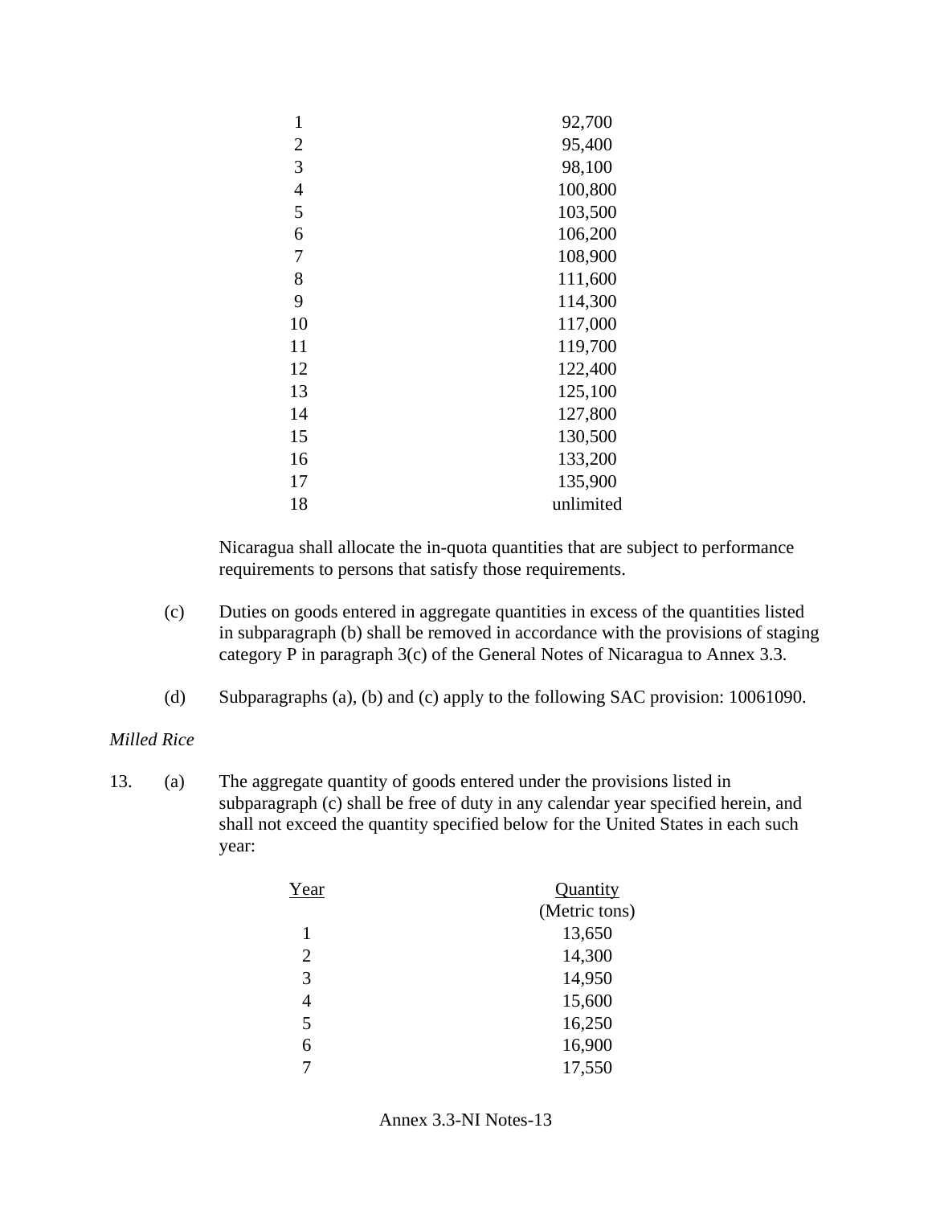| | |
|---|---|
| 1 | 92,700 |
| 2 | 95,400 |
| 3 | 98,100 |
| 4 | 100,800 |
| 5 | 103,500 |
| 6 | 106,200 |
| 7 | 108,900 |
| 8 | 111,600 |
| 9 | 114,300 |
| 10 | 117,000 |
| 11 | 119,700 |
| 12 | 122,400 |
| 13 | 125,100 |
| 14 | 127,800 |
| 15 | 130,500 |
| 16 | 133,200 |
| 17 | 135,900 |
| 18 | unlimited |

Nicaragua shall allocate the in-quota quantities that are subject to performance requirements to persons that satisfy those requirements.

(c) Duties on goods entered in aggregate quantities in excess of the quantities listed in subparagraph (b) shall be removed in accordance with the provisions of staging category P in paragraph 3(c) of the General Notes of Nicaragua to Annex 3.3.

(d) Subparagraphs (a), (b) and (c) apply to the following SAC provision: 10061090.

*Milled Rice*

13. (a) The aggregate quantity of goods entered under the provisions listed in subparagraph (c) shall be free of duty in any calendar year specified herein, and shall not exceed the quantity specified below for the United States in each such year:

| Year | Quantity (Metric tons) |
|---|---|
| 1 | 13,650 |
| 2 | 14,300 |
| 3 | 14,950 |
| 4 | 15,600 |
| 5 | 16,250 |
| 6 | 16,900 |
| 7 | 17,550 |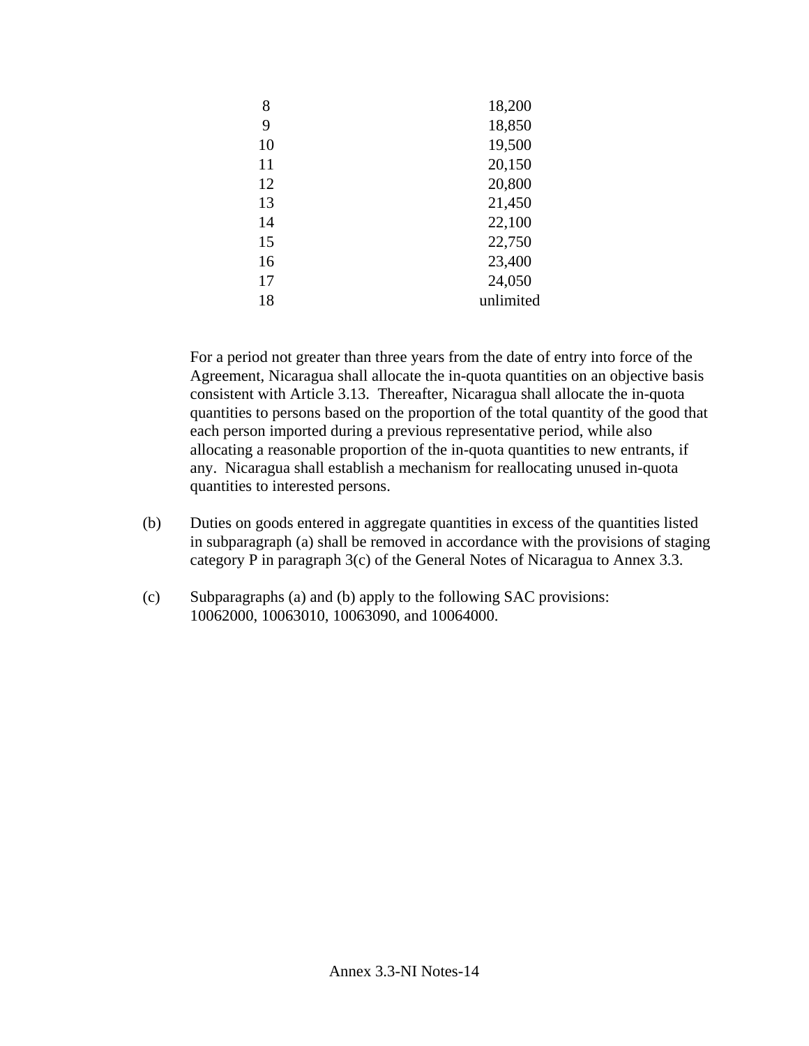| | |
|---|---|
| 8 | 18,200 |
| 9 | 18,850 |
| 10 | 19,500 |
| 11 | 20,150 |
| 12 | 20,800 |
| 13 | 21,450 |
| 14 | 22,100 |
| 15 | 22,750 |
| 16 | 23,400 |
| 17 | 24,050 |
| 18 | unlimited |

For a period not greater than three years from the date of entry into force of the Agreement, Nicaragua shall allocate the in-quota quantities on an objective basis consistent with Article 3.13. Thereafter, Nicaragua shall allocate the in-quota quantities to persons based on the proportion of the total quantity of the good that each person imported during a previous representative period, while also allocating a reasonable proportion of the in-quota quantities to new entrants, if any. Nicaragua shall establish a mechanism for reallocating unused in-quota quantities to interested persons.

(b) Duties on goods entered in aggregate quantities in excess of the quantities listed in subparagraph (a) shall be removed in accordance with the provisions of staging category P in paragraph 3(c) of the General Notes of Nicaragua to Annex 3.3.

(c) Subparagraphs (a) and (b) apply to the following SAC provisions: 10062000, 10063010, 10063090, and 10064000.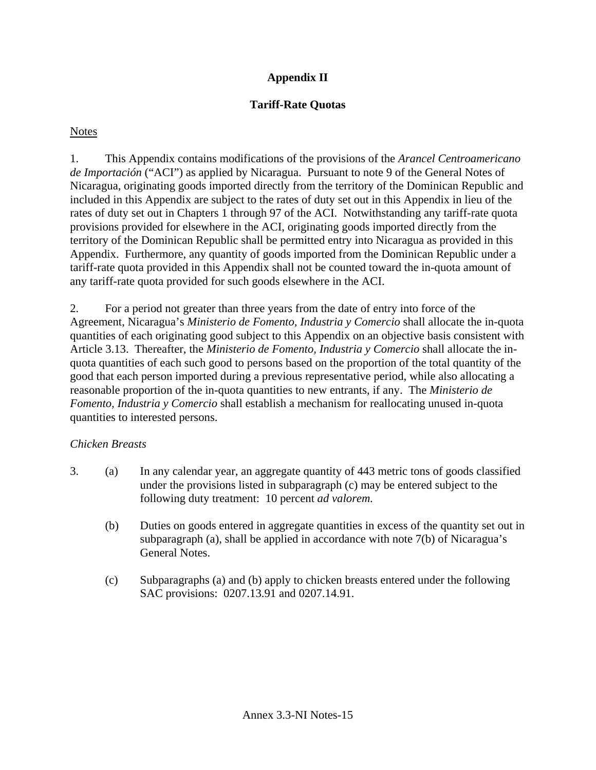# Appendix II

## Tariff-Rate Quotas

Notes

1. This Appendix contains modifications of the provisions of the *Arancel Centroamericano de Importación* ("ACI") as applied by Nicaragua. Pursuant to note 9 of the General Notes of Nicaragua, originating goods imported directly from the territory of the Dominican Republic and included in this Appendix are subject to the rates of duty set out in this Appendix in lieu of the rates of duty set out in Chapters 1 through 97 of the ACI. Notwithstanding any tariff-rate quota provisions provided for elsewhere in the ACI, originating goods imported directly from the territory of the Dominican Republic shall be permitted entry into Nicaragua as provided in this Appendix. Furthermore, any quantity of goods imported from the Dominican Republic under a tariff-rate quota provided in this Appendix shall not be counted toward the in-quota amount of any tariff-rate quota provided for such goods elsewhere in the ACI.

2. For a period not greater than three years from the date of entry into force of the Agreement, Nicaragua's *Ministerio de Fomento, Industria y Comercio* shall allocate the in-quota quantities of each originating good subject to this Appendix on an objective basis consistent with Article 3.13. Thereafter, the *Ministerio de Fomento, Industria y Comercio* shall allocate the in-quota quantities of each such good to persons based on the proportion of the total quantity of the good that each person imported during a previous representative period, while also allocating a reasonable proportion of the in-quota quantities to new entrants, if any. The *Ministerio de Fomento, Industria y Comercio* shall establish a mechanism for reallocating unused in-quota quantities to interested persons.

*Chicken Breasts*

3. (a) In any calendar year, an aggregate quantity of 443 metric tons of goods classified under the provisions listed in subparagraph (c) may be entered subject to the following duty treatment: 10 percent *ad valorem.*

   (b) Duties on goods entered in aggregate quantities in excess of the quantity set out in subparagraph (a), shall be applied in accordance with note 7(b) of Nicaragua's General Notes.

   (c) Subparagraphs (a) and (b) apply to chicken breasts entered under the following SAC provisions: 0207.13.91 and 0207.14.91.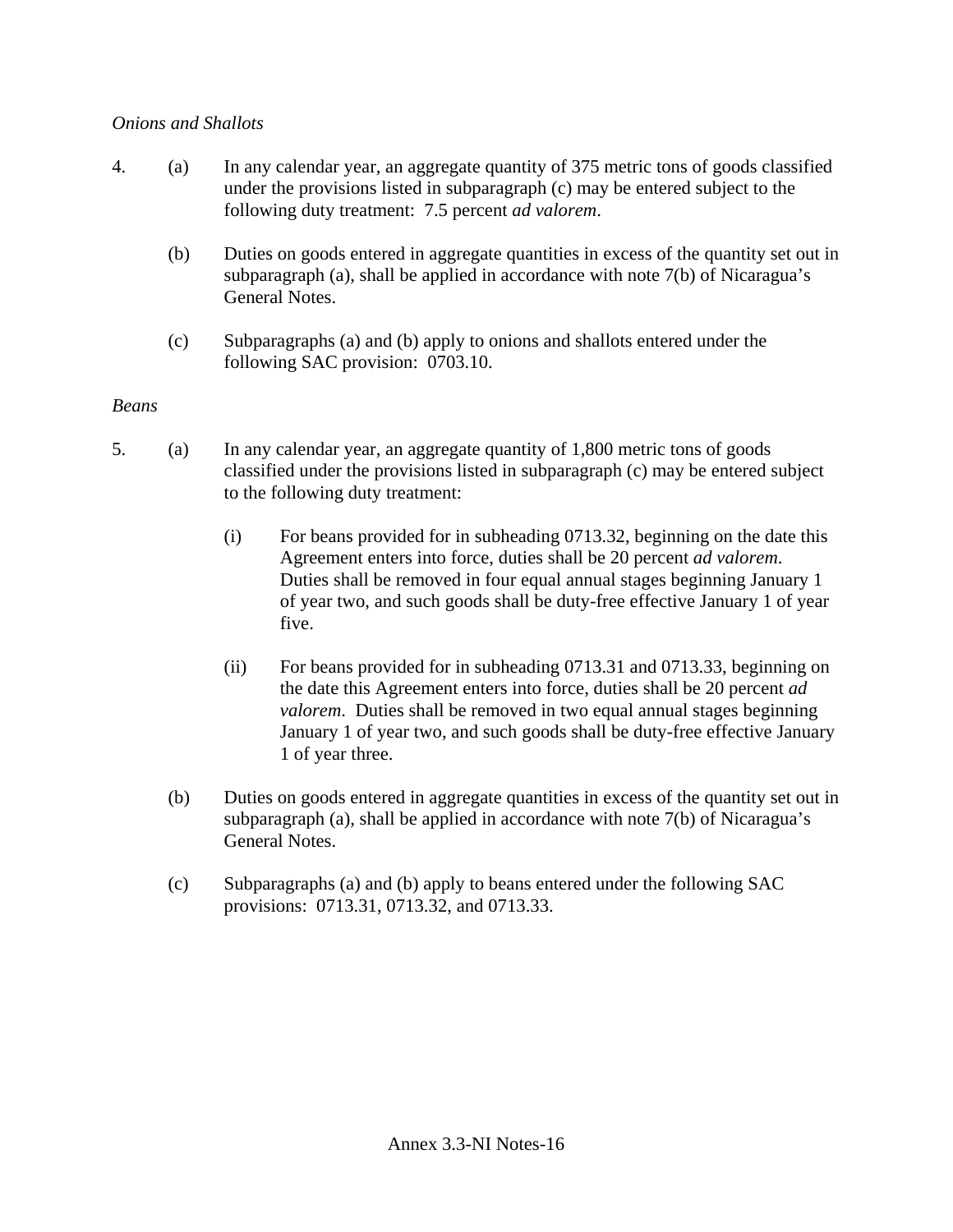*Onions and Shallots*

4. (a) In any calendar year, an aggregate quantity of 375 metric tons of goods classified under the provisions listed in subparagraph (c) may be entered subject to the following duty treatment: 7.5 percent *ad valorem*.

   (b) Duties on goods entered in aggregate quantities in excess of the quantity set out in subparagraph (a), shall be applied in accordance with note 7(b) of Nicaragua's General Notes.

   (c) Subparagraphs (a) and (b) apply to onions and shallots entered under the following SAC provision: 0703.10.

*Beans*

5. (a) In any calendar year, an aggregate quantity of 1,800 metric tons of goods classified under the provisions listed in subparagraph (c) may be entered subject to the following duty treatment:

      (i) For beans provided for in subheading 0713.32, beginning on the date this Agreement enters into force, duties shall be 20 percent *ad valorem*. Duties shall be removed in four equal annual stages beginning January 1 of year two, and such goods shall be duty-free effective January 1 of year five.

      (ii) For beans provided for in subheading 0713.31 and 0713.33, beginning on the date this Agreement enters into force, duties shall be 20 percent *ad valorem*. Duties shall be removed in two equal annual stages beginning January 1 of year two, and such goods shall be duty-free effective January 1 of year three.

   (b) Duties on goods entered in aggregate quantities in excess of the quantity set out in subparagraph (a), shall be applied in accordance with note 7(b) of Nicaragua's General Notes.

   (c) Subparagraphs (a) and (b) apply to beans entered under the following SAC provisions: 0713.31, 0713.32, and 0713.33.